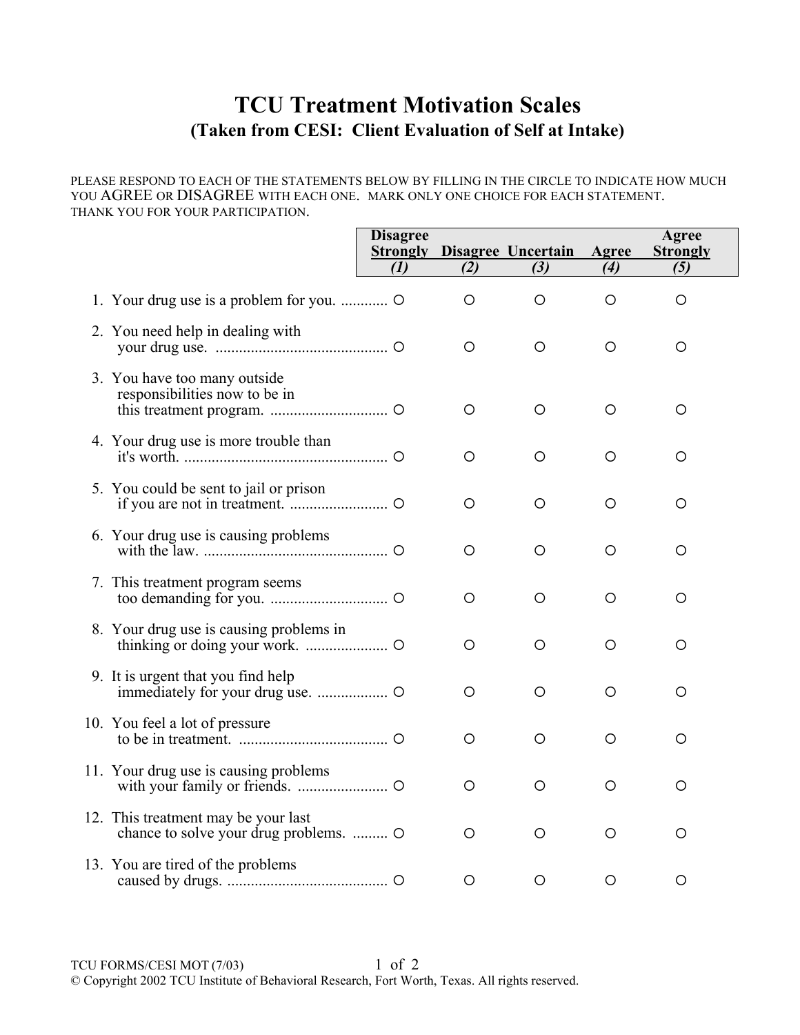# TCU Treatment Motivation Scales

## (Taken from CESI: Client Evaluation of Self at Intake)

PLEASE RESPOND TO EACH OF THE STATEMENTS BELOW BY FILLING IN THE CIRCLE TO INDICATE HOW MUCH YOU AGREE OR DISAGREE WITH EACH ONE. MARK ONLY ONE CHOICE FOR EACH STATEMENT. THANK YOU FOR YOUR PARTICIPATION.

| | Disagree Strongly *(1)* | Disagree *(2)* | Uncertain *(3)* | Agree *(4)* | Agree Strongly *(5)* |
|---|---|---|---|---|---|
| 1. Your drug use is a problem for you. | O | O | O | O | O |
| 2. You need help in dealing with your drug use. | O | O | O | O | O |
| 3. You have too many outside responsibilities now to be in this treatment program. | O | O | O | O | O |
| 4. Your drug use is more trouble than it's worth. | O | O | O | O | O |
| 5. You could be sent to jail or prison if you are not in treatment. | O | O | O | O | O |
| 6. Your drug use is causing problems with the law. | O | O | O | O | O |
| 7. This treatment program seems too demanding for you. | O | O | O | O | O |
| 8. Your drug use is causing problems in thinking or doing your work. | O | O | O | O | O |
| 9. It is urgent that you find help immediately for your drug use. | O | O | O | O | O |
| 10. You feel a lot of pressure to be in treatment. | O | O | O | O | O |
| 11. Your drug use is causing problems with your family or friends. | O | O | O | O | O |
| 12. This treatment may be your last chance to solve your drug problems. | O | O | O | O | O |
| 13. You are tired of the problems caused by drugs. | O | O | O | O | O |

TCU FORMS/CESI MOT (7/03)

© Copyright 2002 TCU Institute of Behavioral Research, Fort Worth, Texas. All rights reserved.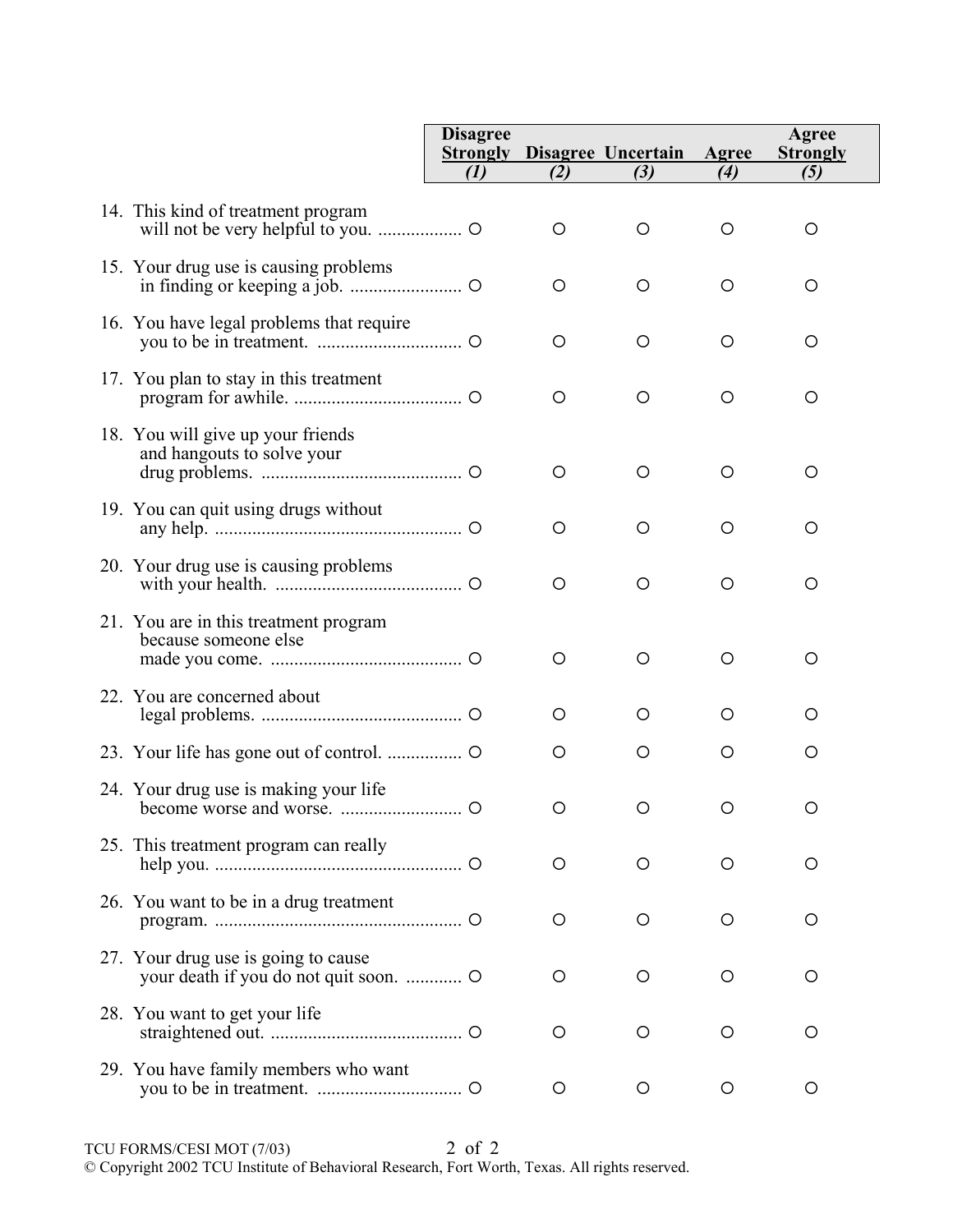| | Disagree Strongly (1) | Disagree (2) | Uncertain (3) | Agree (4) | Agree Strongly (5) |
|---|---|---|---|---|---|
| 14. This kind of treatment program will not be very helpful to you. | ○ | ○ | ○ | ○ | ○ |
| 15. Your drug use is causing problems in finding or keeping a job. | ○ | ○ | ○ | ○ | ○ |
| 16. You have legal problems that require you to be in treatment. | ○ | ○ | ○ | ○ | ○ |
| 17. You plan to stay in this treatment program for awhile. | ○ | ○ | ○ | ○ | ○ |
| 18. You will give up your friends and hangouts to solve your drug problems. | ○ | ○ | ○ | ○ | ○ |
| 19. You can quit using drugs without any help. | ○ | ○ | ○ | ○ | ○ |
| 20. Your drug use is causing problems with your health. | ○ | ○ | ○ | ○ | ○ |
| 21. You are in this treatment program because someone else made you come. | ○ | ○ | ○ | ○ | ○ |
| 22. You are concerned about legal problems. | ○ | ○ | ○ | ○ | ○ |
| 23. Your life has gone out of control. | ○ | ○ | ○ | ○ | ○ |
| 24. Your drug use is making your life become worse and worse. | ○ | ○ | ○ | ○ | ○ |
| 25. This treatment program can really help you. | ○ | ○ | ○ | ○ | ○ |
| 26. You want to be in a drug treatment program. | ○ | ○ | ○ | ○ | ○ |
| 27. Your drug use is going to cause your death if you do not quit soon. | ○ | ○ | ○ | ○ | ○ |
| 28. You want to get your life straightened out. | ○ | ○ | ○ | ○ | ○ |
| 29. You have family members who want you to be in treatment. | ○ | ○ | ○ | ○ | ○ |

TCU FORMS/CESI MOT (7/03)

© Copyright 2002 TCU Institute of Behavioral Research, Fort Worth, Texas. All rights reserved.